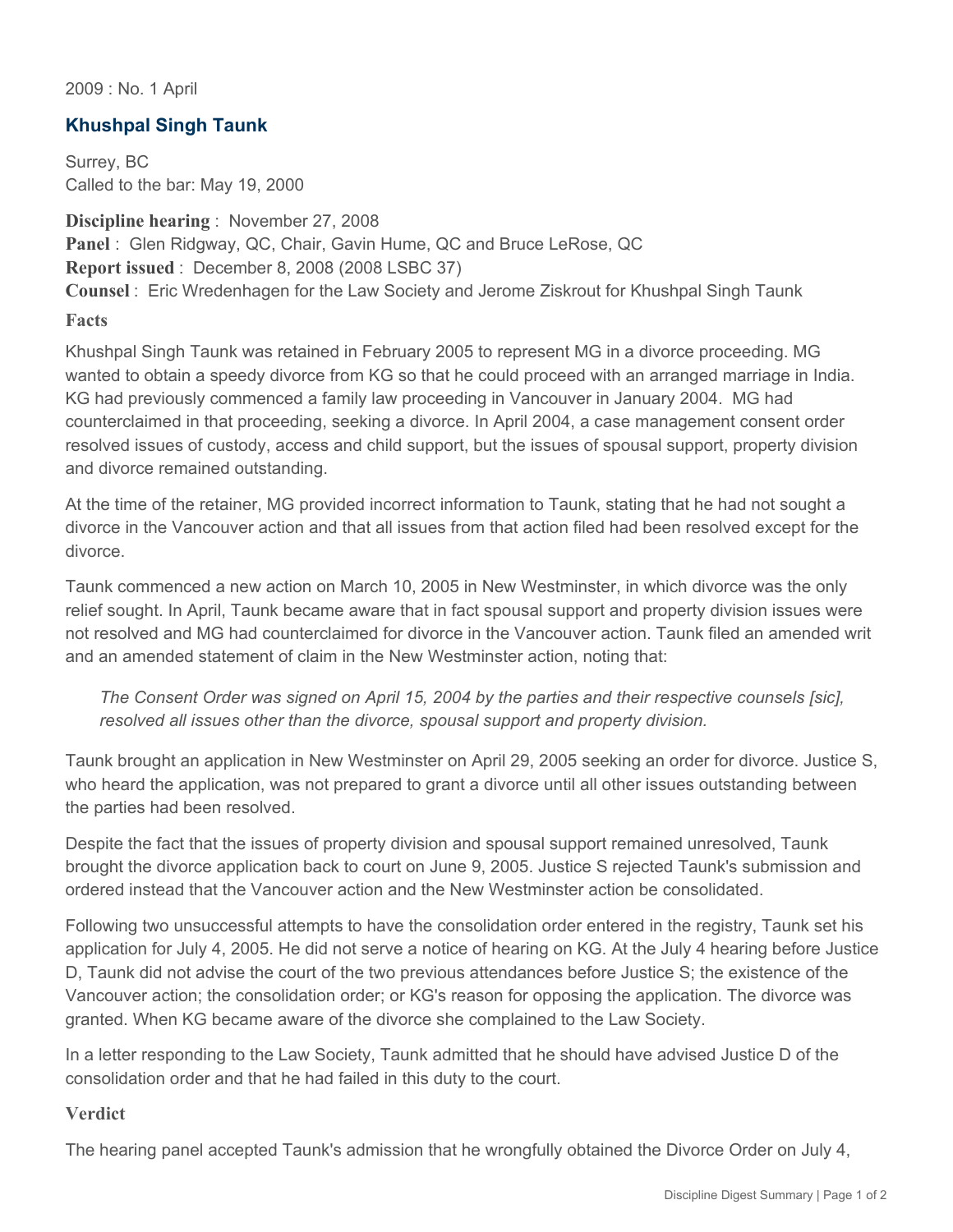2009 : No. 1 April

## Khushpal Singh Taunk

Surrey, BC
Called to the bar: May 19, 2000

**Discipline hearing** : November 27, 2008
**Panel** : Glen Ridgway, QC, Chair, Gavin Hume, QC and Bruce LeRose, QC
**Report issued** : December 8, 2008 (2008 LSBC 37)
**Counsel** : Eric Wredenhagen for the Law Society and Jerome Ziskrout for Khushpal Singh Taunk

### Facts

Khushpal Singh Taunk was retained in February 2005 to represent MG in a divorce proceeding. MG wanted to obtain a speedy divorce from KG so that he could proceed with an arranged marriage in India. KG had previously commenced a family law proceeding in Vancouver in January 2004. MG had counterclaimed in that proceeding, seeking a divorce. In April 2004, a case management consent order resolved issues of custody, access and child support, but the issues of spousal support, property division and divorce remained outstanding.

At the time of the retainer, MG provided incorrect information to Taunk, stating that he had not sought a divorce in the Vancouver action and that all issues from that action filed had been resolved except for the divorce.

Taunk commenced a new action on March 10, 2005 in New Westminster, in which divorce was the only relief sought. In April, Taunk became aware that in fact spousal support and property division issues were not resolved and MG had counterclaimed for divorce in the Vancouver action. Taunk filed an amended writ and an amended statement of claim in the New Westminster action, noting that:

> *The Consent Order was signed on April 15, 2004 by the parties and their respective counsels [sic], resolved all issues other than the divorce, spousal support and property division.*

Taunk brought an application in New Westminster on April 29, 2005 seeking an order for divorce. Justice S, who heard the application, was not prepared to grant a divorce until all other issues outstanding between the parties had been resolved.

Despite the fact that the issues of property division and spousal support remained unresolved, Taunk brought the divorce application back to court on June 9, 2005. Justice S rejected Taunk's submission and ordered instead that the Vancouver action and the New Westminster action be consolidated.

Following two unsuccessful attempts to have the consolidation order entered in the registry, Taunk set his application for July 4, 2005. He did not serve a notice of hearing on KG. At the July 4 hearing before Justice D, Taunk did not advise the court of the two previous attendances before Justice S; the existence of the Vancouver action; the consolidation order; or KG's reason for opposing the application. The divorce was granted. When KG became aware of the divorce she complained to the Law Society.

In a letter responding to the Law Society, Taunk admitted that he should have advised Justice D of the consolidation order and that he had failed in this duty to the court.

### Verdict

The hearing panel accepted Taunk's admission that he wrongfully obtained the Divorce Order on July 4,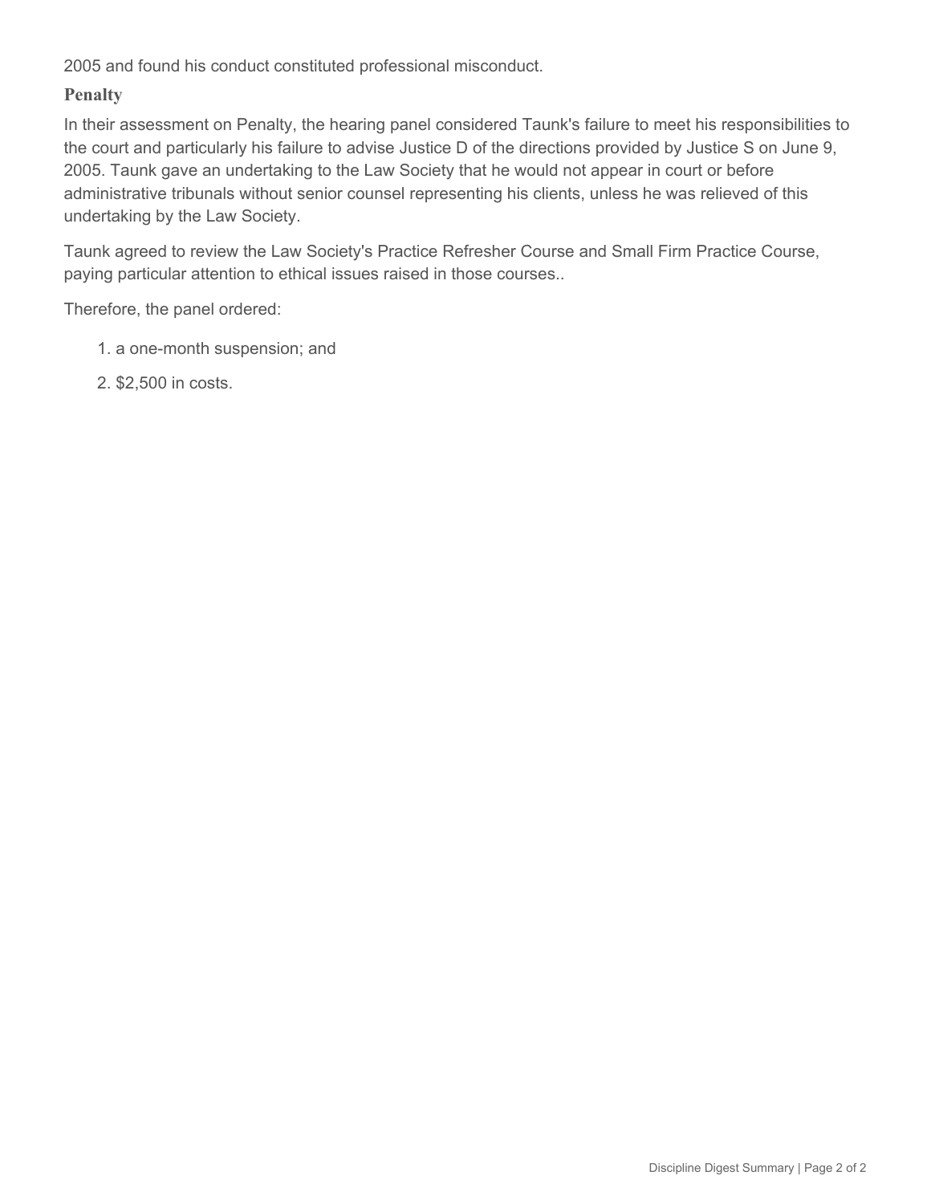2005 and found his conduct constituted professional misconduct.

## Penalty

In their assessment on Penalty, the hearing panel considered Taunk's failure to meet his responsibilities to the court and particularly his failure to advise Justice D of the directions provided by Justice S on June 9, 2005. Taunk gave an undertaking to the Law Society that he would not appear in court or before administrative tribunals without senior counsel representing his clients, unless he was relieved of this undertaking by the Law Society.

Taunk agreed to review the Law Society's Practice Refresher Course and Small Firm Practice Course, paying particular attention to ethical issues raised in those courses..

Therefore, the panel ordered:

1. a one-month suspension; and
2. $2,500 in costs.